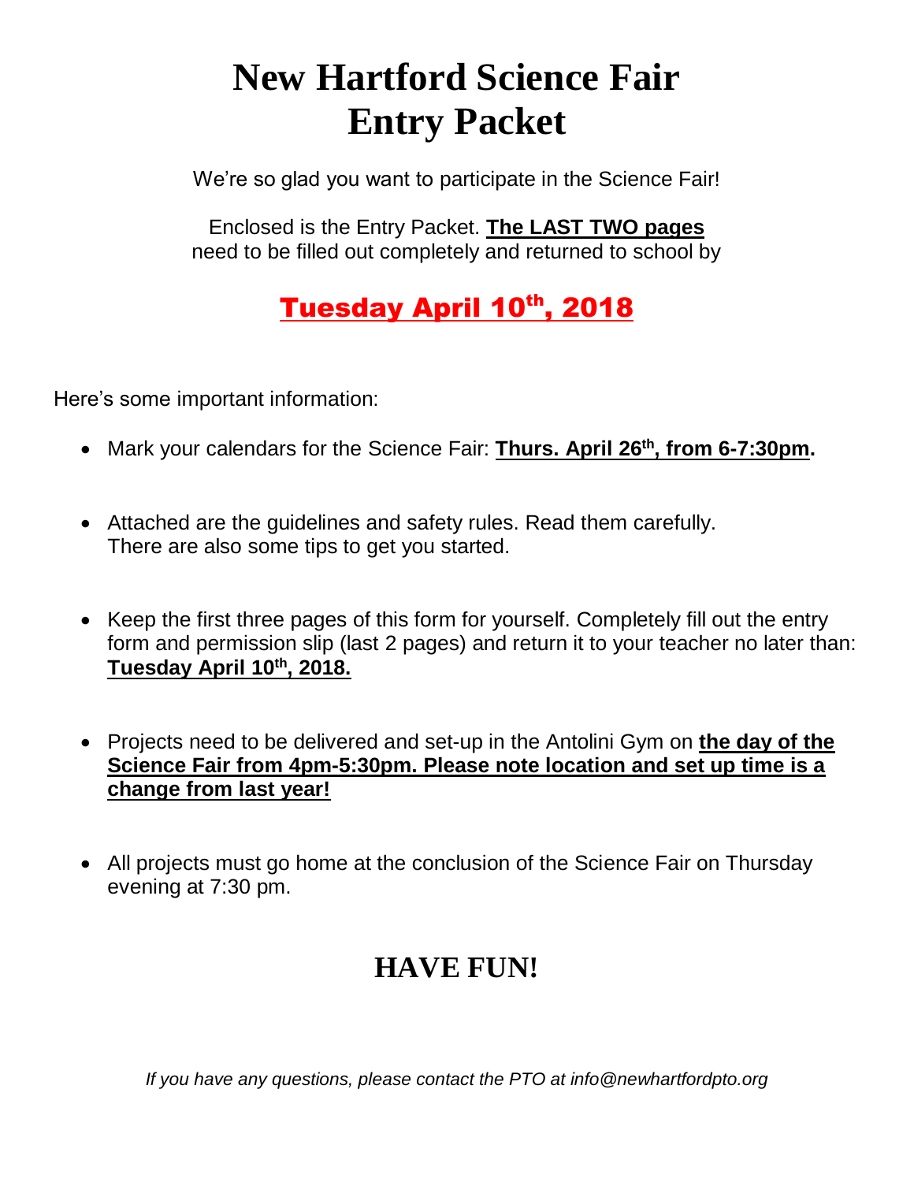# New Hartford Science Fair Entry Packet

We're so glad you want to participate in the Science Fair!

Enclosed is the Entry Packet. **The LAST TWO pages** need to be filled out completely and returned to school by

## Tuesday April 10th, 2018

Here's some important information:

- Mark your calendars for the Science Fair: **Thurs. April 26th, from 6-7:30pm.**
- Attached are the guidelines and safety rules. Read them carefully. There are also some tips to get you started.
- Keep the first three pages of this form for yourself. Completely fill out the entry form and permission slip (last 2 pages) and return it to your teacher no later than: **Tuesday April 10th, 2018.**
- Projects need to be delivered and set-up in the Antolini Gym on **the day of the Science Fair from 4pm-5:30pm. Please note location and set up time is a change from last year!**
- All projects must go home at the conclusion of the Science Fair on Thursday evening at 7:30 pm.

## HAVE FUN!

*If you have any questions, please contact the PTO at info@newhartfordpto.org*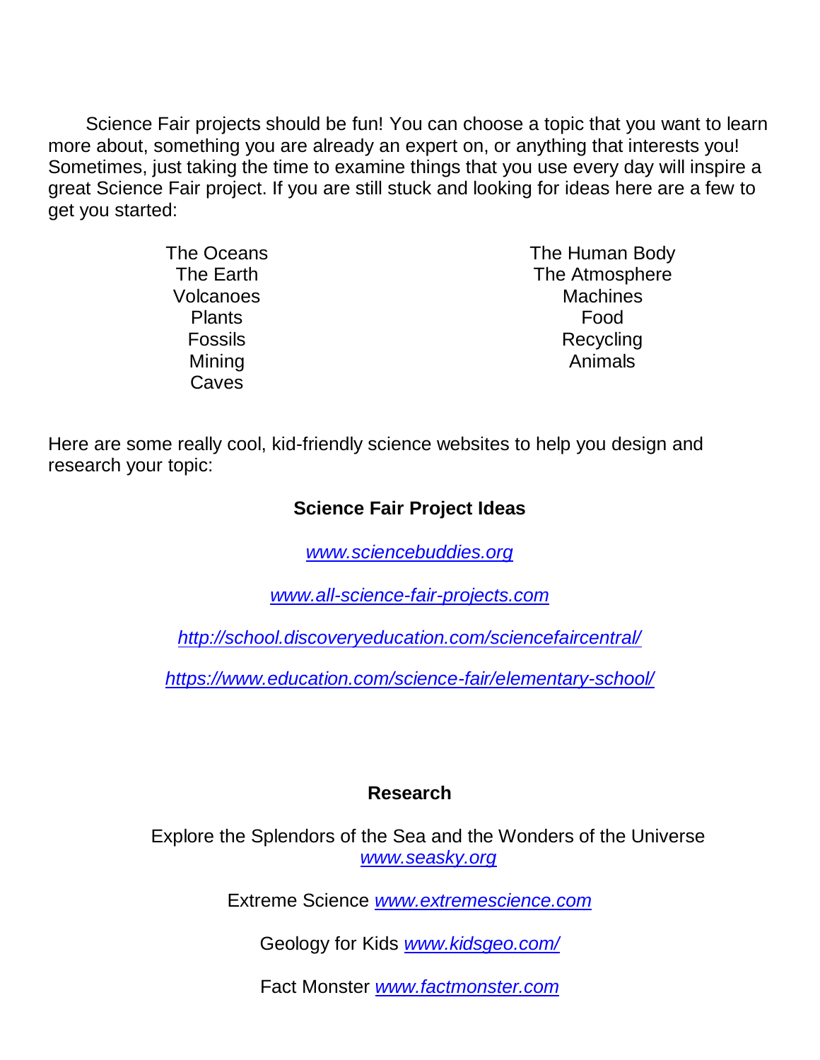Science Fair projects should be fun! You can choose a topic that you want to learn more about, something you are already an expert on, or anything that interests you! Sometimes, just taking the time to examine things that you use every day will inspire a great Science Fair project. If you are still stuck and looking for ideas here are a few to get you started:

- The Oceans
- The Earth
- Volcanoes
- Plants
- Fossils
- Mining
- Caves
- The Human Body
- The Atmosphere
- Machines
- Food
- Recycling
- Animals

Here are some really cool, kid-friendly science websites to help you design and research your topic:

**Science Fair Project Ideas**

*www.sciencebuddies.org*

*www.all-science-fair-projects.com*

*http://school.discoveryeducation.com/sciencefaircentral/*

*https://www.education.com/science-fair/elementary-school/*

**Research**

Explore the Splendors of the Sea and the Wonders of the Universe *www.seasky.org*

Extreme Science *www.extremescience.com*

Geology for Kids *www.kidsgeo.com/*

Fact Monster *www.factmonster.com*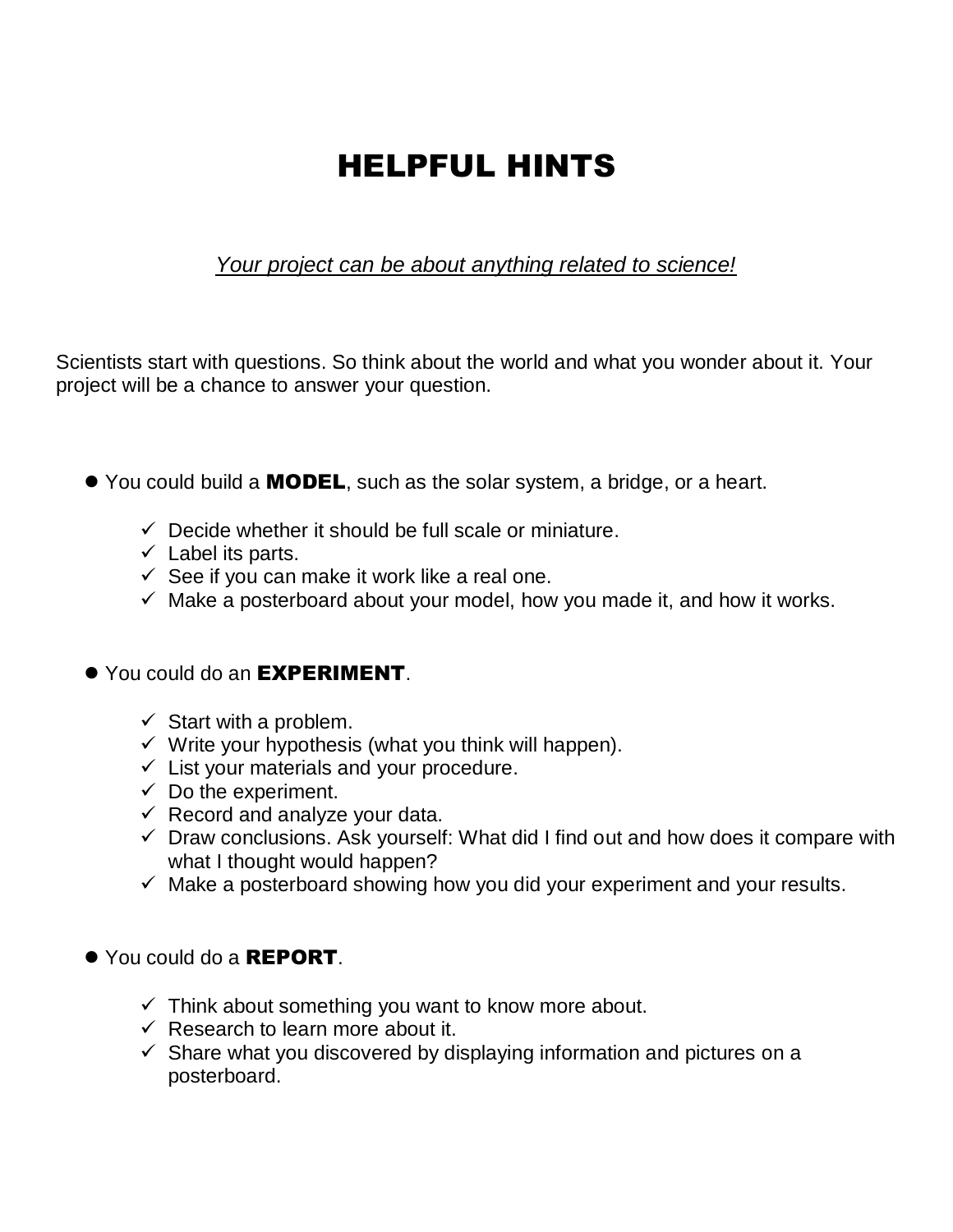# HELPFUL HINTS

*Your project can be about anything related to science!*

Scientists start with questions. So think about the world and what you wonder about it. Your project will be a chance to answer your question.

- You could build a **MODEL**, such as the solar system, a bridge, or a heart.
  - ✓ Decide whether it should be full scale or miniature.
  - ✓ Label its parts.
  - ✓ See if you can make it work like a real one.
  - ✓ Make a posterboard about your model, how you made it, and how it works.

- You could do an **EXPERIMENT**.
  - ✓ Start with a problem.
  - ✓ Write your hypothesis (what you think will happen).
  - ✓ List your materials and your procedure.
  - ✓ Do the experiment.
  - ✓ Record and analyze your data.
  - ✓ Draw conclusions. Ask yourself: What did I find out and how does it compare with what I thought would happen?
  - ✓ Make a posterboard showing how you did your experiment and your results.

- You could do a **REPORT**.
  - ✓ Think about something you want to know more about.
  - ✓ Research to learn more about it.
  - ✓ Share what you discovered by displaying information and pictures on a posterboard.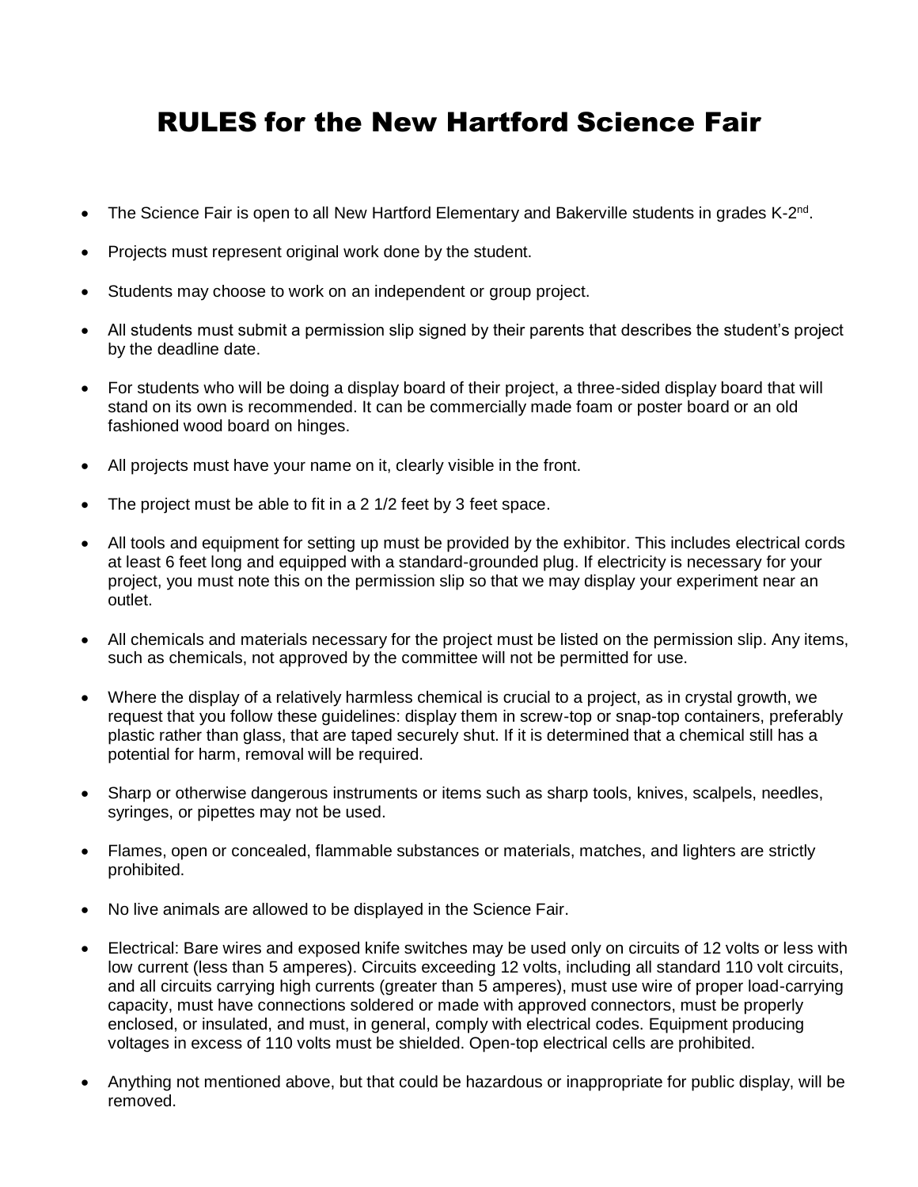# RULES for the New Hartford Science Fair

- The Science Fair is open to all New Hartford Elementary and Bakerville students in grades K-2nd.
- Projects must represent original work done by the student.
- Students may choose to work on an independent or group project.
- All students must submit a permission slip signed by their parents that describes the student's project by the deadline date.
- For students who will be doing a display board of their project, a three-sided display board that will stand on its own is recommended. It can be commercially made foam or poster board or an old fashioned wood board on hinges.
- All projects must have your name on it, clearly visible in the front.
- The project must be able to fit in a 2 1/2 feet by 3 feet space.
- All tools and equipment for setting up must be provided by the exhibitor. This includes electrical cords at least 6 feet long and equipped with a standard-grounded plug. If electricity is necessary for your project, you must note this on the permission slip so that we may display your experiment near an outlet.
- All chemicals and materials necessary for the project must be listed on the permission slip. Any items, such as chemicals, not approved by the committee will not be permitted for use.
- Where the display of a relatively harmless chemical is crucial to a project, as in crystal growth, we request that you follow these guidelines: display them in screw-top or snap-top containers, preferably plastic rather than glass, that are taped securely shut. If it is determined that a chemical still has a potential for harm, removal will be required.
- Sharp or otherwise dangerous instruments or items such as sharp tools, knives, scalpels, needles, syringes, or pipettes may not be used.
- Flames, open or concealed, flammable substances or materials, matches, and lighters are strictly prohibited.
- No live animals are allowed to be displayed in the Science Fair.
- Electrical: Bare wires and exposed knife switches may be used only on circuits of 12 volts or less with low current (less than 5 amperes). Circuits exceeding 12 volts, including all standard 110 volt circuits, and all circuits carrying high currents (greater than 5 amperes), must use wire of proper load-carrying capacity, must have connections soldered or made with approved connectors, must be properly enclosed, or insulated, and must, in general, comply with electrical codes. Equipment producing voltages in excess of 110 volts must be shielded. Open-top electrical cells are prohibited.
- Anything not mentioned above, but that could be hazardous or inappropriate for public display, will be removed.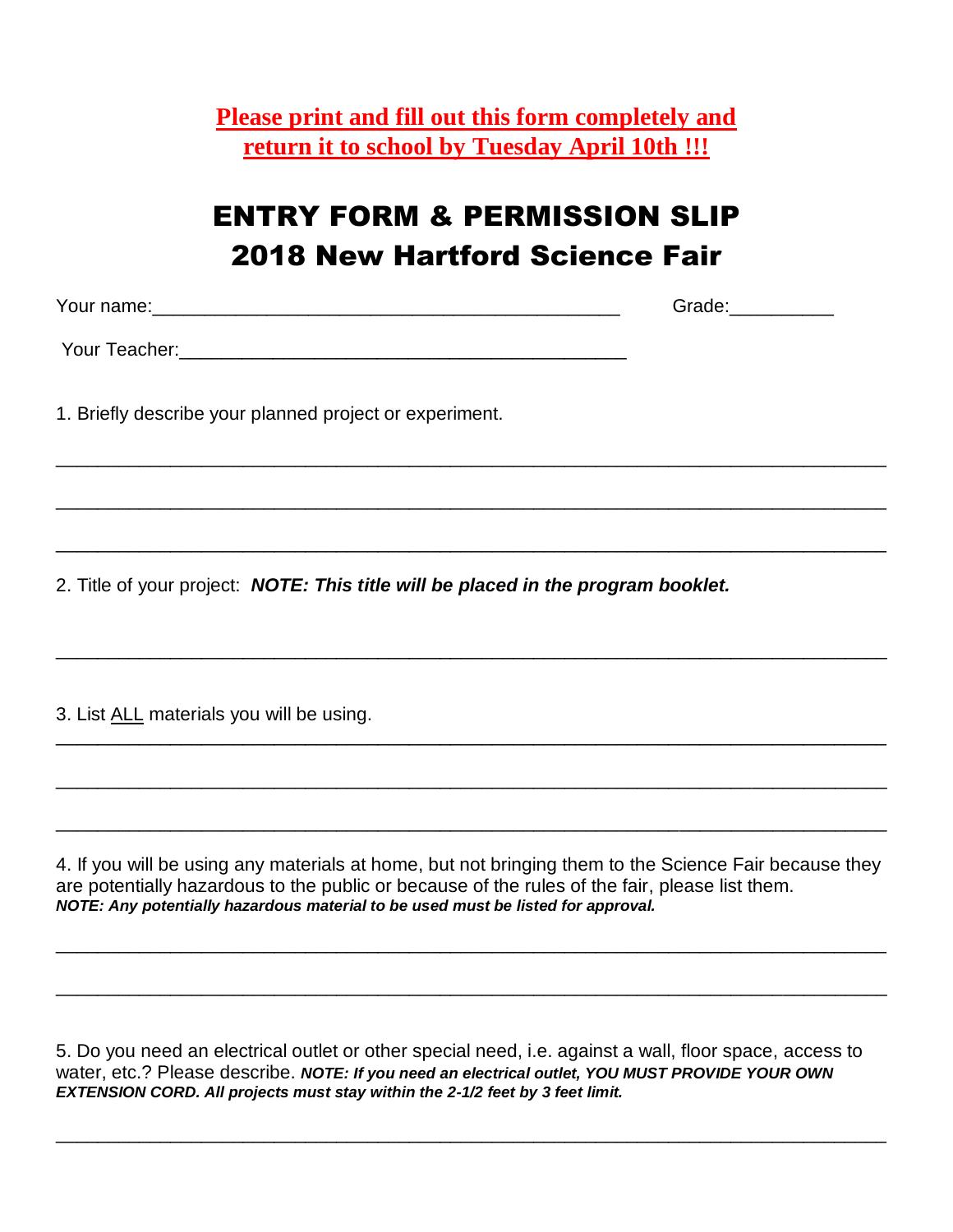**Please print and fill out this form completely and return it to school by Tuesday April 10th !!!**

# ENTRY FORM & PERMISSION SLIP
## 2018 New Hartford Science Fair

Your name:_____________________________________________ Grade:__________

Your Teacher:__________________________________________

1. Briefly describe your planned project or experiment.

_______________________________________________________________________________

_______________________________________________________________________________

_______________________________________________________________________________

2. Title of your project: ***NOTE: This title will be placed in the program booklet.***

_______________________________________________________________________________

3. List ALL materials you will be using.

_______________________________________________________________________________

_______________________________________________________________________________

_______________________________________________________________________________

4. If you will be using any materials at home, but not bringing them to the Science Fair because they are potentially hazardous to the public or because of the rules of the fair, please list them.
***NOTE: Any potentially hazardous material to be used must be listed for approval.***

_______________________________________________________________________________

_______________________________________________________________________________

5. Do you need an electrical outlet or other special need, i.e. against a wall, floor space, access to water, etc.? Please describe. ***NOTE: If you need an electrical outlet, YOU MUST PROVIDE YOUR OWN EXTENSION CORD. All projects must stay within the 2-1/2 feet by 3 feet limit.***

_______________________________________________________________________________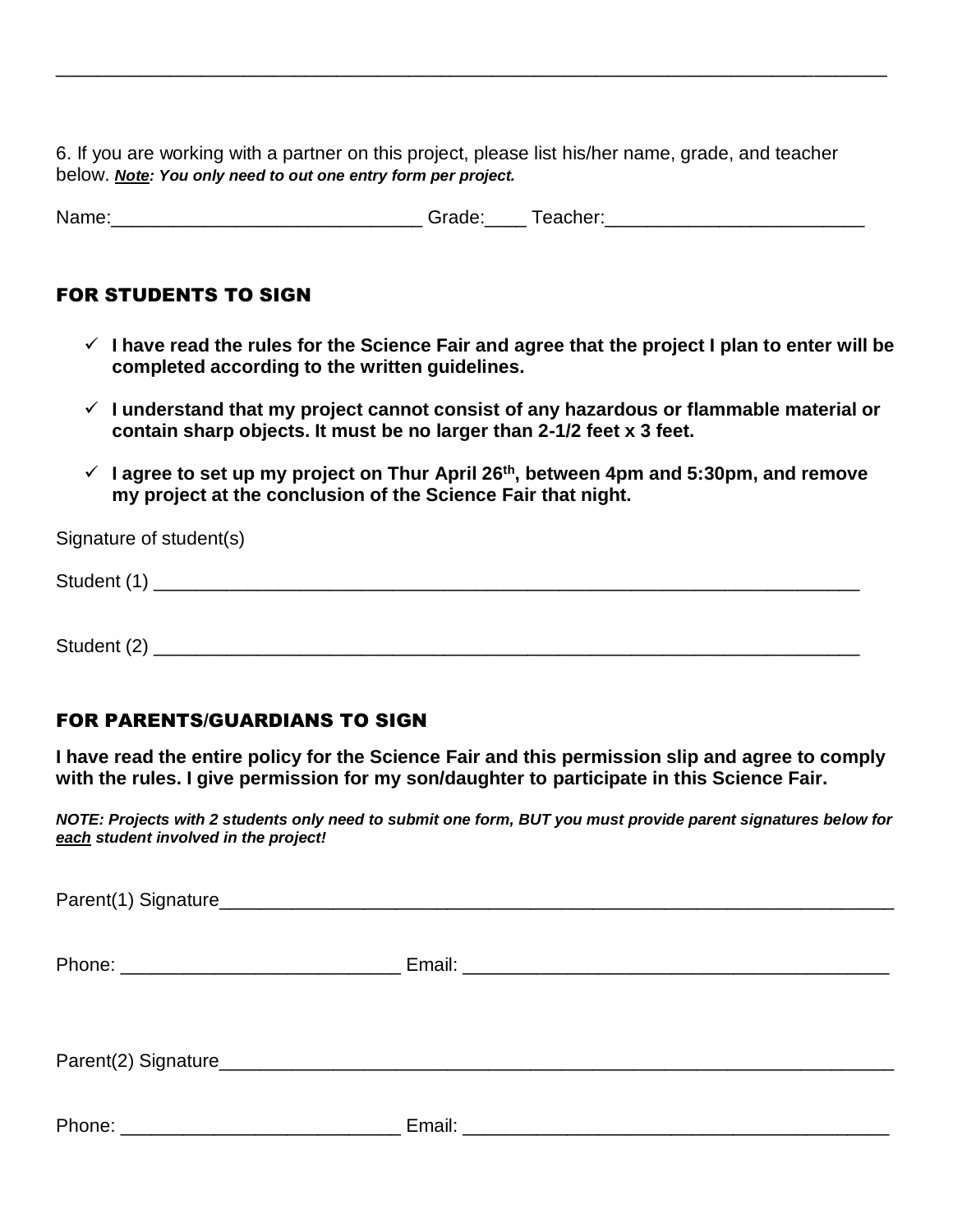________________________________________________________________________________

6. If you are working with a partner on this project, please list his/her name, grade, and teacher below. ***Note**: You only need to out one entry form per project.*

Name:______________________________ Grade:____ Teacher:_________________________

## FOR STUDENTS TO SIGN

- ✓ **I have read the rules for the Science Fair and agree that the project I plan to enter will be completed according to the written guidelines.**
- ✓ **I understand that my project cannot consist of any hazardous or flammable material or contain sharp objects. It must be no larger than 2-1/2 feet x 3 feet.**
- ✓ **I agree to set up my project on Thur April 26th, between 4pm and 5:30pm, and remove my project at the conclusion of the Science Fair that night.**

Signature of student(s)

Student (1) ____________________________________________________________________

Student (2) ____________________________________________________________________

## FOR PARENTS/GUARDIANS TO SIGN

**I have read the entire policy for the Science Fair and this permission slip and agree to comply with the rules. I give permission for my son/daughter to participate in this Science Fair.**

***NOTE: Projects with 2 students only need to submit one form, BUT you must provide parent signatures below for each student involved in the project!***

Parent(1) Signature_________________________________________________________________

Phone: ___________________________ Email: _________________________________________

Parent(2) Signature_________________________________________________________________

Phone: ___________________________ Email: _________________________________________